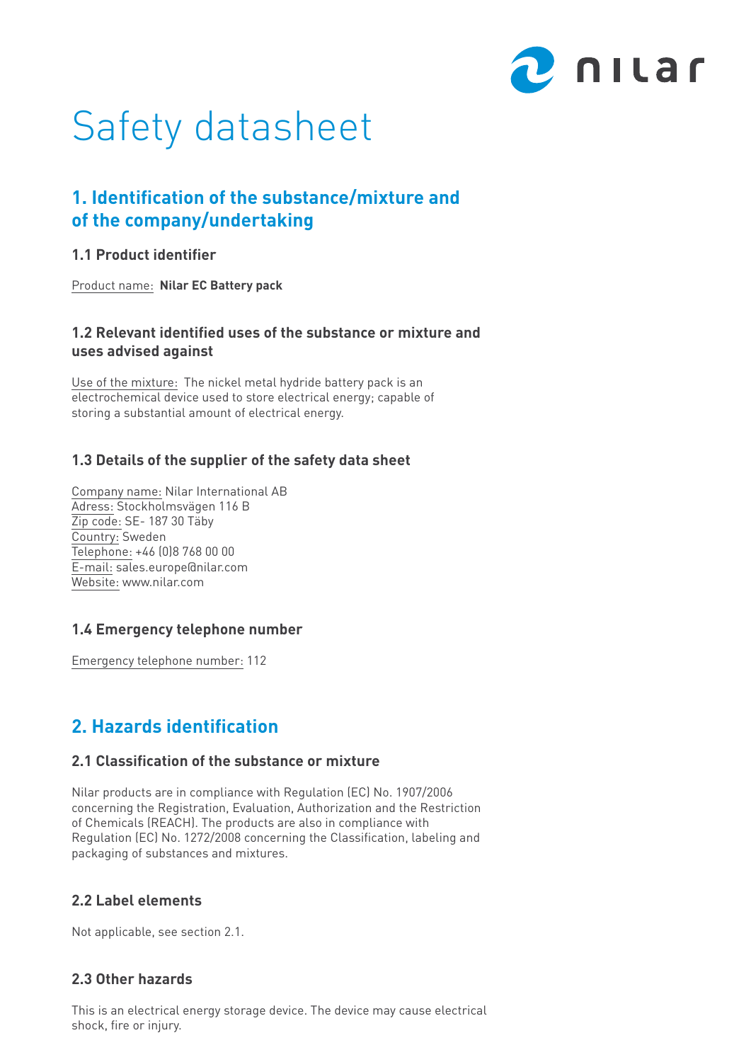# Safety datasheet

## 1. Identification of the substance/mixture and of the company/undertaking

### 1.1 Product identifier

Product name: **Nilar EC Battery pack**

### 1.2 Relevant identified uses of the substance or mixture and uses advised against

Use of the mixture: The nickel metal hydride battery pack is an electrochemical device used to store electrical energy; capable of storing a substantial amount of electrical energy.

### 1.3 Details of the supplier of the safety data sheet

Company name: Nilar International AB
Adress: Stockholmsvägen 116 B
Zip code: SE- 187 30 Täby
Country: Sweden
Telephone: +46 (0)8 768 00 00
E-mail: sales.europe@nilar.com
Website: www.nilar.com

### 1.4 Emergency telephone number

Emergency telephone number: 112

## 2. Hazards identification

### 2.1 Classification of the substance or mixture

Nilar products are in compliance with Regulation (EC) No. 1907/2006 concerning the Registration, Evaluation, Authorization and the Restriction of Chemicals (REACH). The products are also in compliance with Regulation (EC) No. 1272/2008 concerning the Classification, labeling and packaging of substances and mixtures.

### 2.2 Label elements

Not applicable, see section 2.1.

### 2.3 Other hazards

This is an electrical energy storage device. The device may cause electrical shock, fire or injury.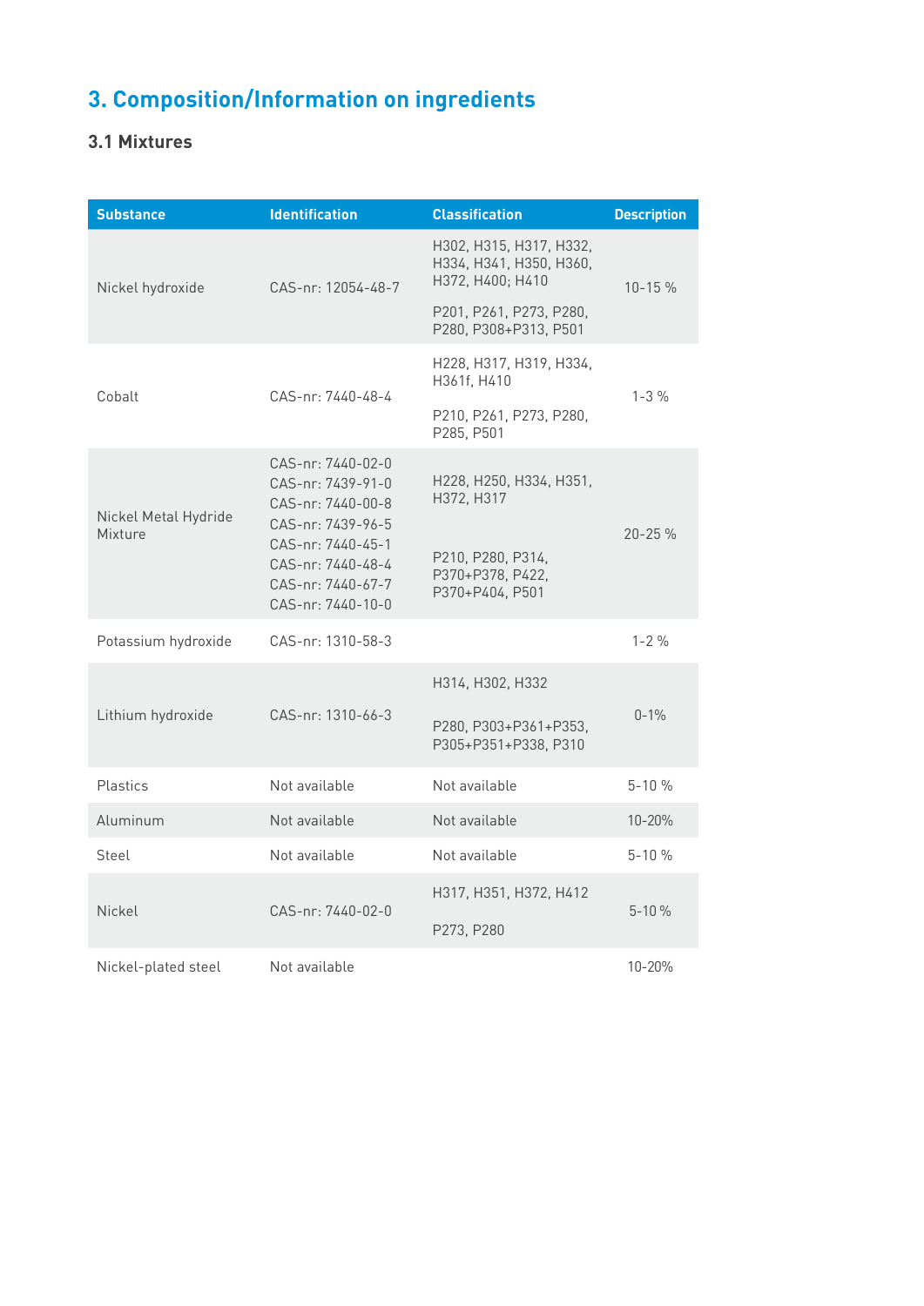# 3. Composition/Information on ingredients

## 3.1 Mixtures

| Substance | Identification | Classification | Description |
|---|---|---|---|
| Nickel hydroxide | CAS-nr: 12054-48-7 | H302, H315, H317, H332, H334, H341, H350, H360, H372, H400; H410<br><br>P201, P261, P273, P280, P280, P308+P313, P501 | 10-15 % |
| Cobalt | CAS-nr: 7440-48-4 | H228, H317, H319, H334, H361f, H410<br><br>P210, P261, P273, P280, P285, P501 | 1-3 % |
| Nickel Metal Hydride Mixture | CAS-nr: 7440-02-0<br>CAS-nr: 7439-91-0<br>CAS-nr: 7440-00-8<br>CAS-nr: 7439-96-5<br>CAS-nr: 7440-45-1<br>CAS-nr: 7440-48-4<br>CAS-nr: 7440-67-7<br>CAS-nr: 7440-10-0 | H228, H250, H334, H351, H372, H317<br><br>P210, P280, P314, P370+P378, P422, P370+P404, P501 | 20-25 % |
| Potassium hydroxide | CAS-nr: 1310-58-3 | | 1-2 % |
| Lithium hydroxide | CAS-nr: 1310-66-3 | H314, H302, H332<br><br>P280, P303+P361+P353, P305+P351+P338, P310 | 0-1% |
| Plastics | Not available | Not available | 5-10 % |
| Aluminum | Not available | Not available | 10-20% |
| Steel | Not available | Not available | 5-10 % |
| Nickel | CAS-nr: 7440-02-0 | H317, H351, H372, H412<br><br>P273, P280 | 5-10 % |
| Nickel-plated steel | Not available | | 10-20% |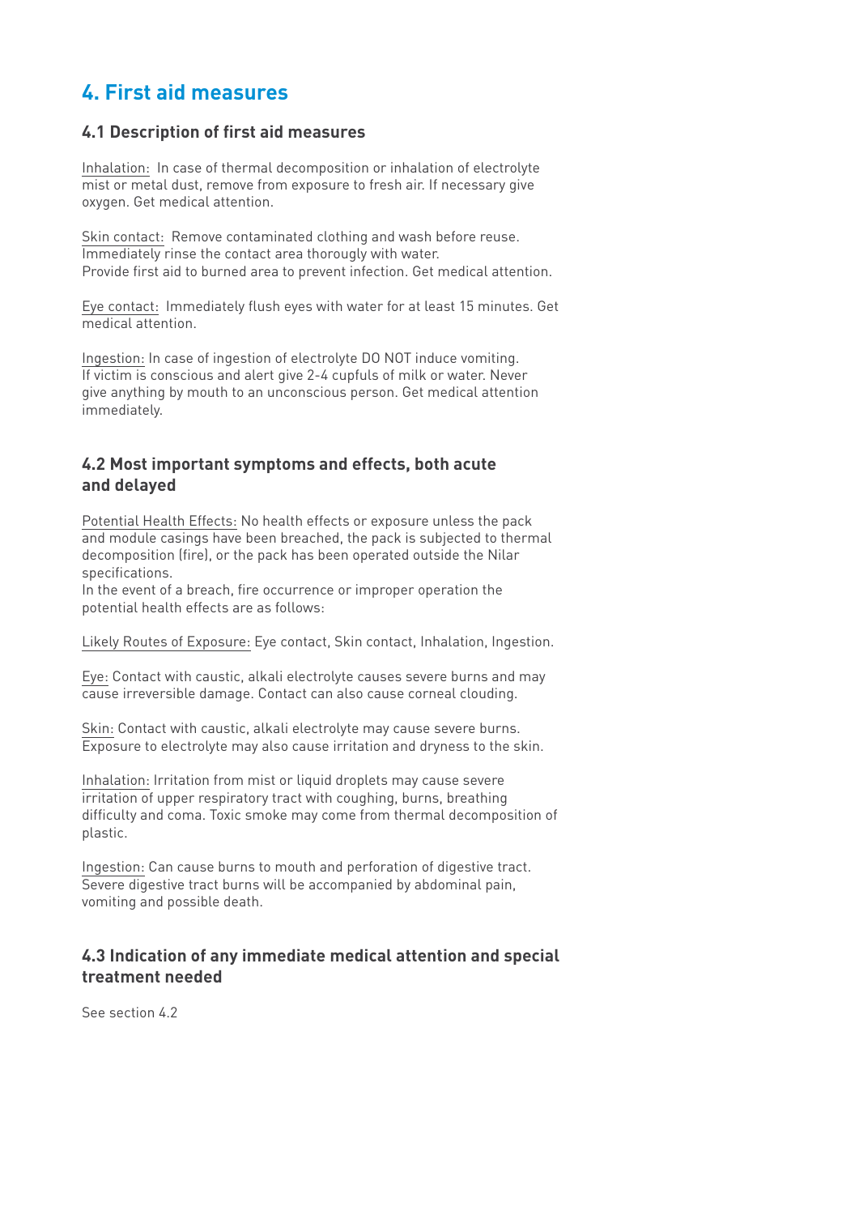## 4. First aid measures

### 4.1 Description of first aid measures

Inhalation: In case of thermal decomposition or inhalation of electrolyte mist or metal dust, remove from exposure to fresh air. If necessary give oxygen. Get medical attention.

Skin contact: Remove contaminated clothing and wash before reuse. Immediately rinse the contact area thorougly with water.
Provide first aid to burned area to prevent infection. Get medical attention.

Eye contact: Immediately flush eyes with water for at least 15 minutes. Get medical attention.

Ingestion: In case of ingestion of electrolyte DO NOT induce vomiting. If victim is conscious and alert give 2-4 cupfuls of milk or water. Never give anything by mouth to an unconscious person. Get medical attention immediately.

### 4.2 Most important symptoms and effects, both acute and delayed

Potential Health Effects: No health effects or exposure unless the pack and module casings have been breached, the pack is subjected to thermal decomposition (fire), or the pack has been operated outside the Nilar specifications.
In the event of a breach, fire occurrence or improper operation the potential health effects are as follows:

Likely Routes of Exposure: Eye contact, Skin contact, Inhalation, Ingestion.

Eye: Contact with caustic, alkali electrolyte causes severe burns and may cause irreversible damage. Contact can also cause corneal clouding.

Skin: Contact with caustic, alkali electrolyte may cause severe burns. Exposure to electrolyte may also cause irritation and dryness to the skin.

Inhalation: Irritation from mist or liquid droplets may cause severe irritation of upper respiratory tract with coughing, burns, breathing difficulty and coma. Toxic smoke may come from thermal decomposition of plastic.

Ingestion: Can cause burns to mouth and perforation of digestive tract. Severe digestive tract burns will be accompanied by abdominal pain, vomiting and possible death.

### 4.3 Indication of any immediate medical attention and special treatment needed

See section 4.2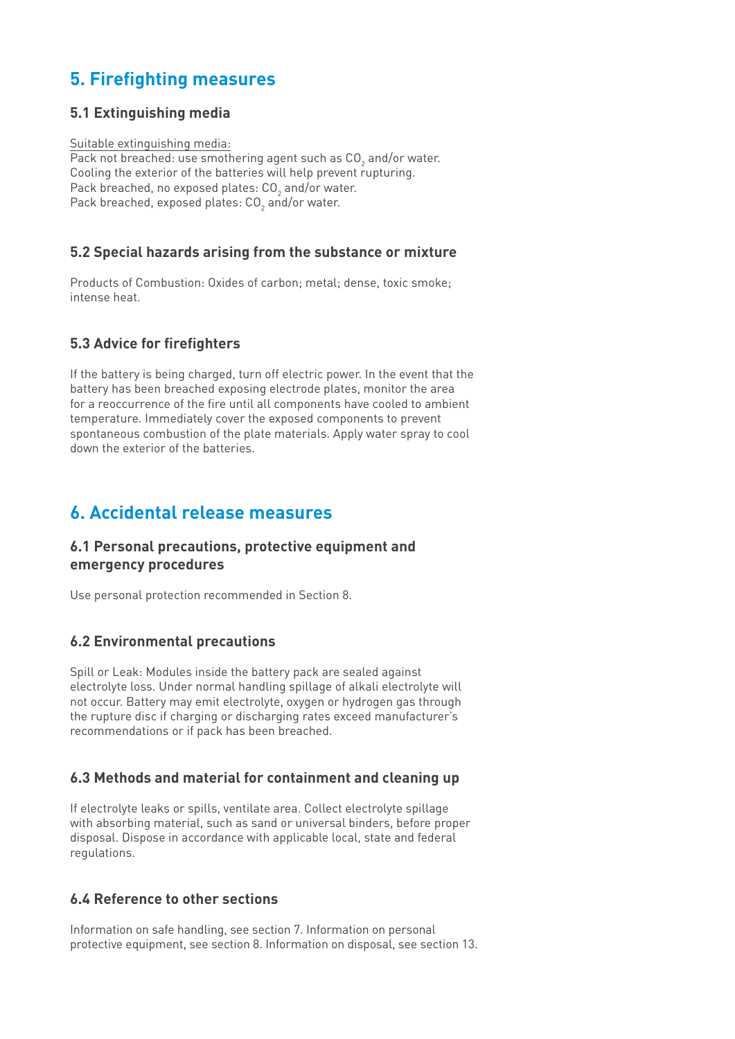# 5. Firefighting measures

## 5.1 Extinguishing media

Suitable extinguishing media:
Pack not breached: use smothering agent such as $CO_2$ and/or water.
Cooling the exterior of the batteries will help prevent rupturing.
Pack breached, no exposed plates: $CO_2$ and/or water.
Pack breached, exposed plates: $CO_2$ and/or water.

## 5.2 Special hazards arising from the substance or mixture

Products of Combustion: Oxides of carbon; metal; dense, toxic smoke; intense heat.

## 5.3 Advice for firefighters

If the battery is being charged, turn off electric power. In the event that the battery has been breached exposing electrode plates, monitor the area for a reoccurrence of the fire until all components have cooled to ambient temperature. Immediately cover the exposed components to prevent spontaneous combustion of the plate materials. Apply water spray to cool down the exterior of the batteries.

# 6. Accidental release measures

## 6.1 Personal precautions, protective equipment and emergency procedures

Use personal protection recommended in Section 8.

## 6.2 Environmental precautions

Spill or Leak: Modules inside the battery pack are sealed against electrolyte loss. Under normal handling spillage of alkali electrolyte will not occur. Battery may emit electrolyte, oxygen or hydrogen gas through the rupture disc if charging or discharging rates exceed manufacturer's recommendations or if pack has been breached.

## 6.3 Methods and material for containment and cleaning up

If electrolyte leaks or spills, ventilate area. Collect electrolyte spillage with absorbing material, such as sand or universal binders, before proper disposal. Dispose in accordance with applicable local, state and federal regulations.

## 6.4 Reference to other sections

Information on safe handling, see section 7. Information on personal protective equipment, see section 8. Information on disposal, see section 13.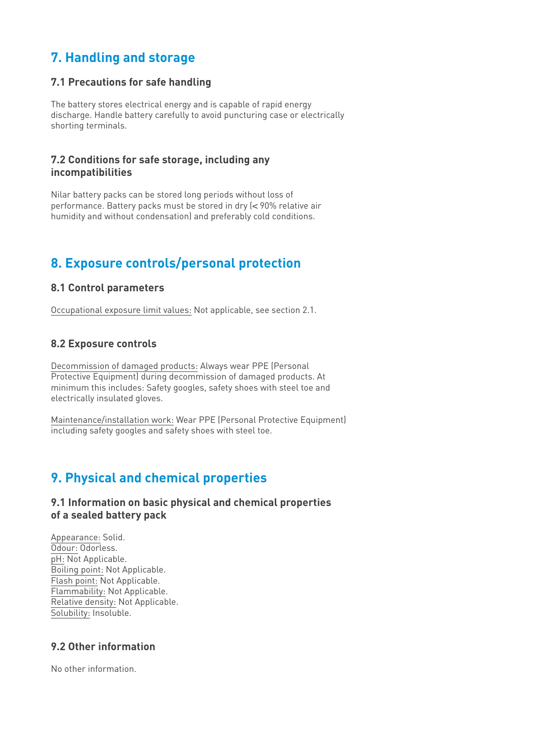## 7. Handling and storage

### 7.1 Precautions for safe handling

The battery stores electrical energy and is capable of rapid energy discharge. Handle battery carefully to avoid puncturing case or electrically shorting terminals.

### 7.2 Conditions for safe storage, including any incompatibilities

Nilar battery packs can be stored long periods without loss of performance. Battery packs must be stored in dry (< 90% relative air humidity and without condensation) and preferably cold conditions.

## 8. Exposure controls/personal protection

### 8.1 Control parameters

Occupational exposure limit values: Not applicable, see section 2.1.

### 8.2 Exposure controls

Decommission of damaged products: Always wear PPE (Personal Protective Equipment) during decommission of damaged products. At minimum this includes: Safety googles, safety shoes with steel toe and electrically insulated gloves.

Maintenance/installation work: Wear PPE (Personal Protective Equipment) including safety googles and safety shoes with steel toe.

## 9. Physical and chemical properties

### 9.1 Information on basic physical and chemical properties of a sealed battery pack

Appearance: Solid.
Odour: Odorless.
pH: Not Applicable.
Boiling point: Not Applicable.
Flash point: Not Applicable.
Flammability: Not Applicable.
Relative density: Not Applicable.
Solubility: Insoluble.

### 9.2 Other information

No other information.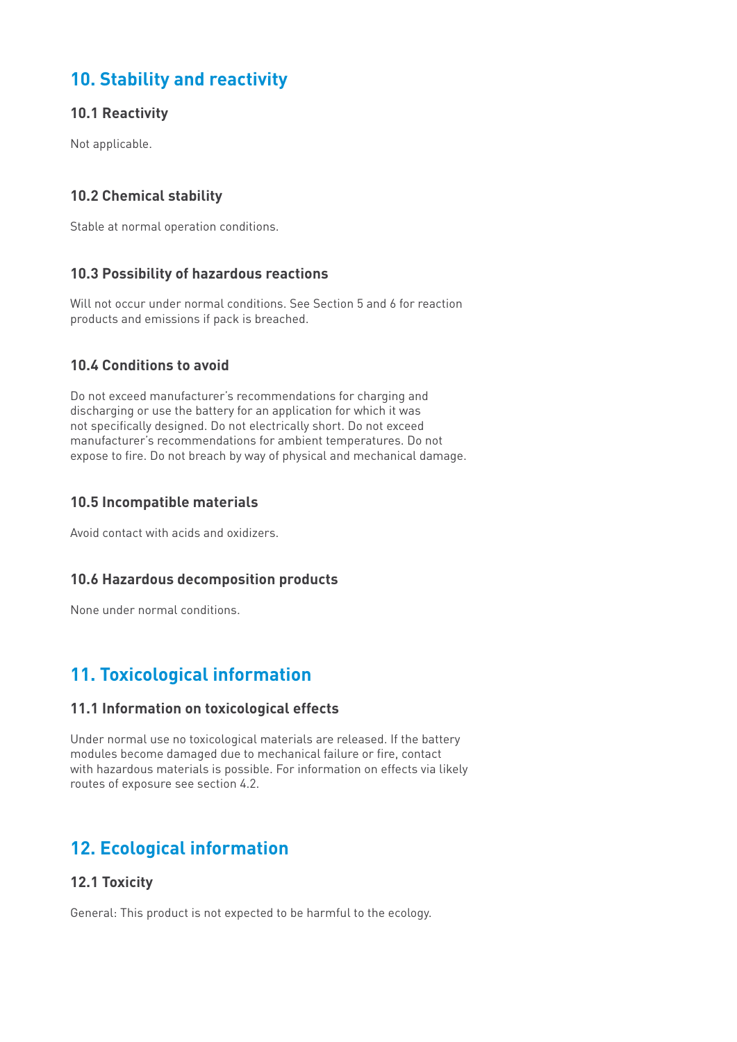## 10. Stability and reactivity

### 10.1 Reactivity

Not applicable.

### 10.2 Chemical stability

Stable at normal operation conditions.

### 10.3 Possibility of hazardous reactions

Will not occur under normal conditions. See Section 5 and 6 for reaction products and emissions if pack is breached.

### 10.4 Conditions to avoid

Do not exceed manufacturer's recommendations for charging and discharging or use the battery for an application for which it was not specifically designed. Do not electrically short. Do not exceed manufacturer's recommendations for ambient temperatures. Do not expose to fire. Do not breach by way of physical and mechanical damage.

### 10.5 Incompatible materials

Avoid contact with acids and oxidizers.

### 10.6 Hazardous decomposition products

None under normal conditions.

## 11. Toxicological information

### 11.1 Information on toxicological effects

Under normal use no toxicological materials are released. If the battery modules become damaged due to mechanical failure or fire, contact with hazardous materials is possible. For information on effects via likely routes of exposure see section 4.2.

## 12. Ecological information

### 12.1 Toxicity

General: This product is not expected to be harmful to the ecology.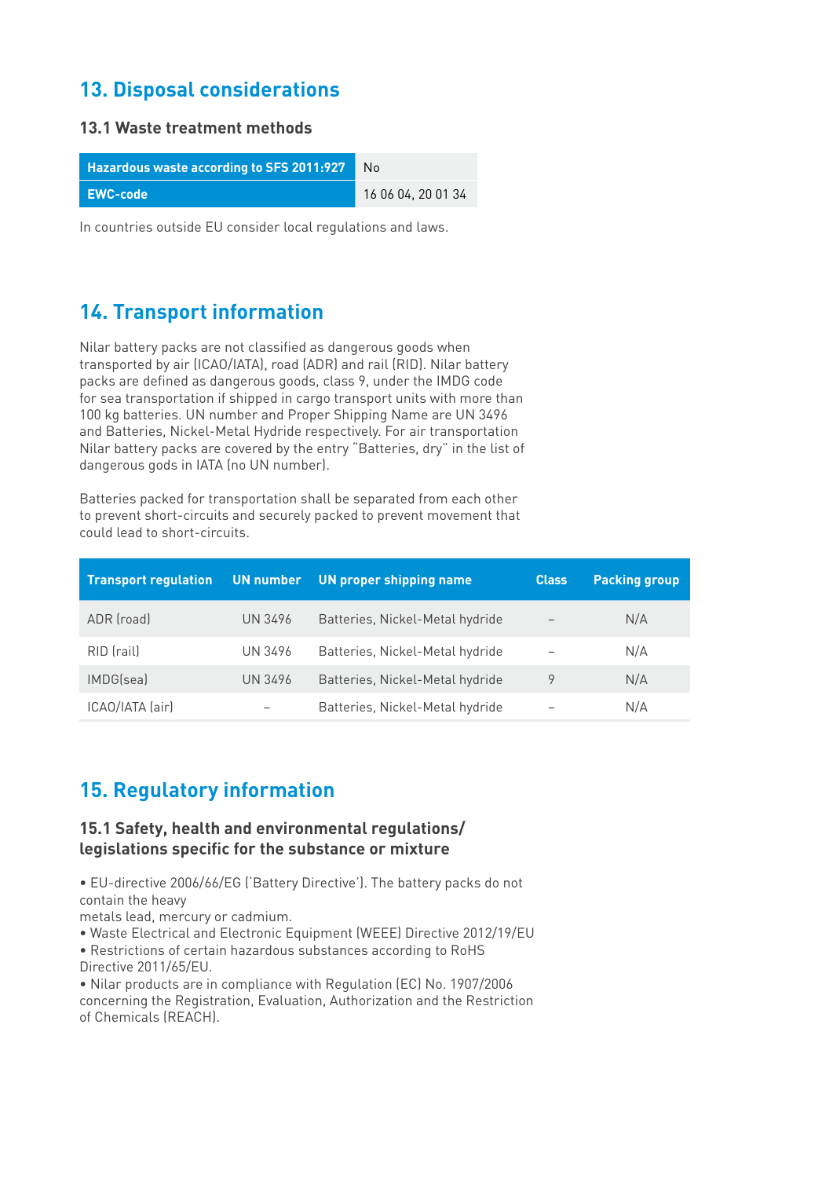## 13. Disposal considerations

### 13.1 Waste treatment methods

| | |
|---|---|
| **Hazardous waste according to SFS 2011:927** | No |
| **EWC-code** | 16 06 04, 20 01 34 |

In countries outside EU consider local regulations and laws.

## 14. Transport information

Nilar battery packs are not classified as dangerous goods when transported by air (ICAO/IATA), road (ADR) and rail (RID). Nilar battery packs are defined as dangerous goods, class 9, under the IMDG code for sea transportation if shipped in cargo transport units with more than 100 kg batteries. UN number and Proper Shipping Name are UN 3496 and Batteries, Nickel-Metal Hydride respectively. For air transportation Nilar battery packs are covered by the entry "Batteries, dry" in the list of dangerous gods in IATA (no UN number).

Batteries packed for transportation shall be separated from each other to prevent short-circuits and securely packed to prevent movement that could lead to short-circuits.

| Transport regulation | UN number | UN proper shipping name | Class | Packing group |
|---|---|---|---|---|
| ADR (road) | UN 3496 | Batteries, Nickel-Metal hydride | – | N/A |
| RID (rail) | UN 3496 | Batteries, Nickel-Metal hydride | – | N/A |
| IMDG(sea) | UN 3496 | Batteries, Nickel-Metal hydride | 9 | N/A |
| ICAO/IATA (air) | – | Batteries, Nickel-Metal hydride | – | N/A |

## 15. Regulatory information

### 15.1 Safety, health and environmental regulations/ legislations specific for the substance or mixture

- EU-directive 2006/66/EG ('Battery Directive'). The battery packs do not contain the heavy metals lead, mercury or cadmium.
- Waste Electrical and Electronic Equipment (WEEE) Directive 2012/19/EU
- Restrictions of certain hazardous substances according to RoHS Directive 2011/65/EU.
- Nilar products are in compliance with Regulation (EC) No. 1907/2006 concerning the Registration, Evaluation, Authorization and the Restriction of Chemicals (REACH).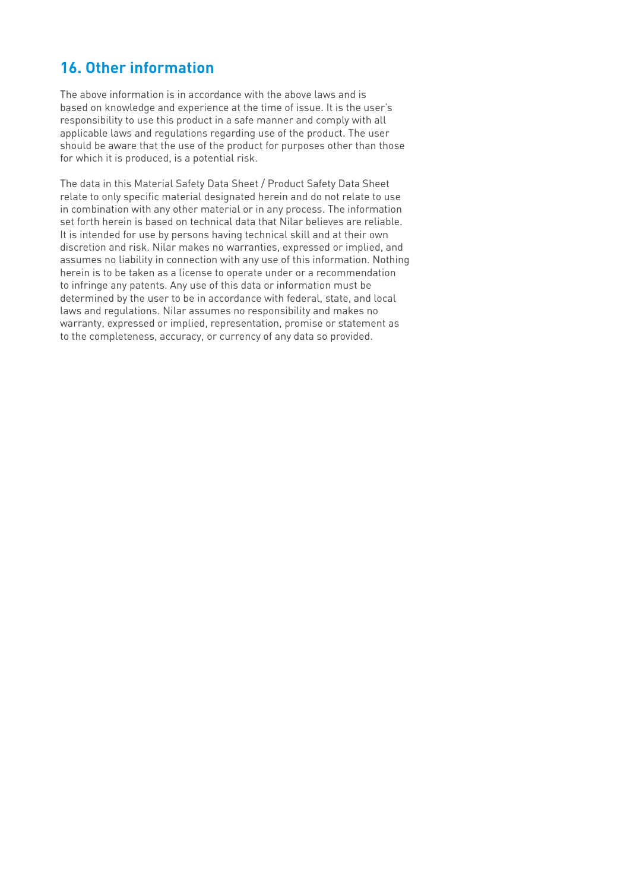## 16. Other information

The above information is in accordance with the above laws and is based on knowledge and experience at the time of issue. It is the user's responsibility to use this product in a safe manner and comply with all applicable laws and regulations regarding use of the product. The user should be aware that the use of the product for purposes other than those for which it is produced, is a potential risk.

The data in this Material Safety Data Sheet / Product Safety Data Sheet relate to only specific material designated herein and do not relate to use in combination with any other material or in any process. The information set forth herein is based on technical data that Nilar believes are reliable. It is intended for use by persons having technical skill and at their own discretion and risk. Nilar makes no warranties, expressed or implied, and assumes no liability in connection with any use of this information. Nothing herein is to be taken as a license to operate under or a recommendation to infringe any patents. Any use of this data or information must be determined by the user to be in accordance with federal, state, and local laws and regulations. Nilar assumes no responsibility and makes no warranty, expressed or implied, representation, promise or statement as to the completeness, accuracy, or currency of any data so provided.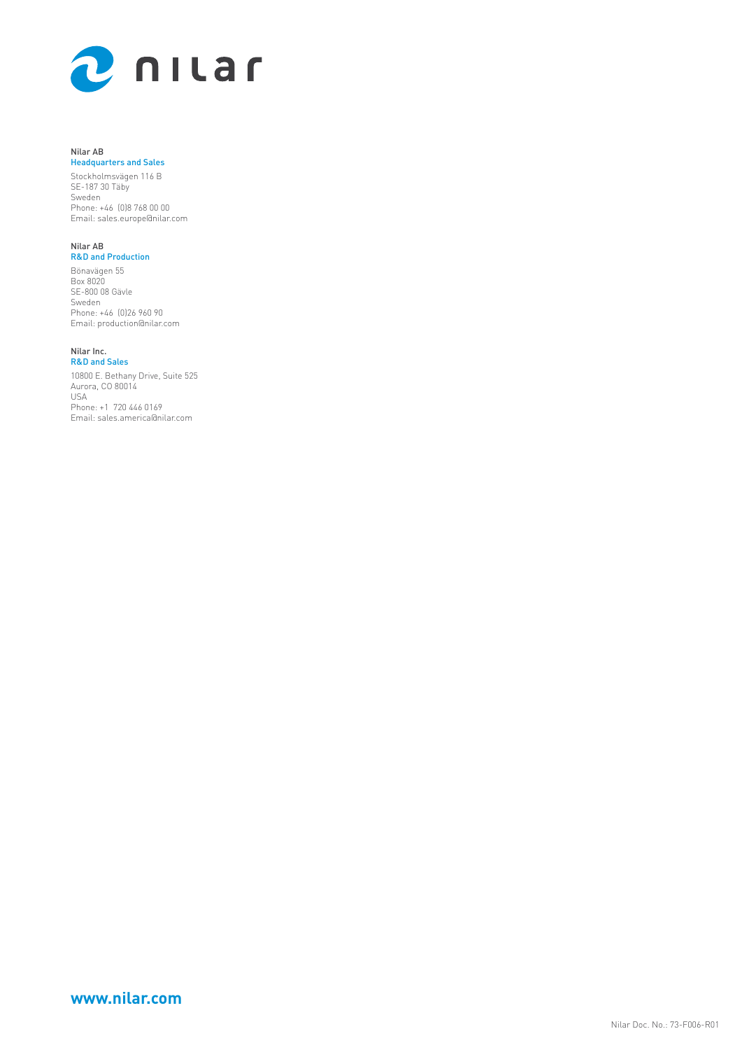Nilar AB
Headquarters and Sales

Stockholmsvägen 116 B
SE-187 30 Täby
Sweden
Phone: +46 (0)8 768 00 00
Email: sales.europe@nilar.com

Nilar AB
R&D and Production

Bönavägen 55
Box 8020
SE-800 08 Gävle
Sweden
Phone: +46 (0)26 960 90
Email: production@nilar.com

Nilar Inc.
R&D and Sales

10800 E. Bethany Drive, Suite 525
Aurora, CO 80014
USA
Phone: +1 720 446 0169
Email: sales.america@nilar.com

**www.nilar.com**

Nilar Doc. No.: 73-F006-R01